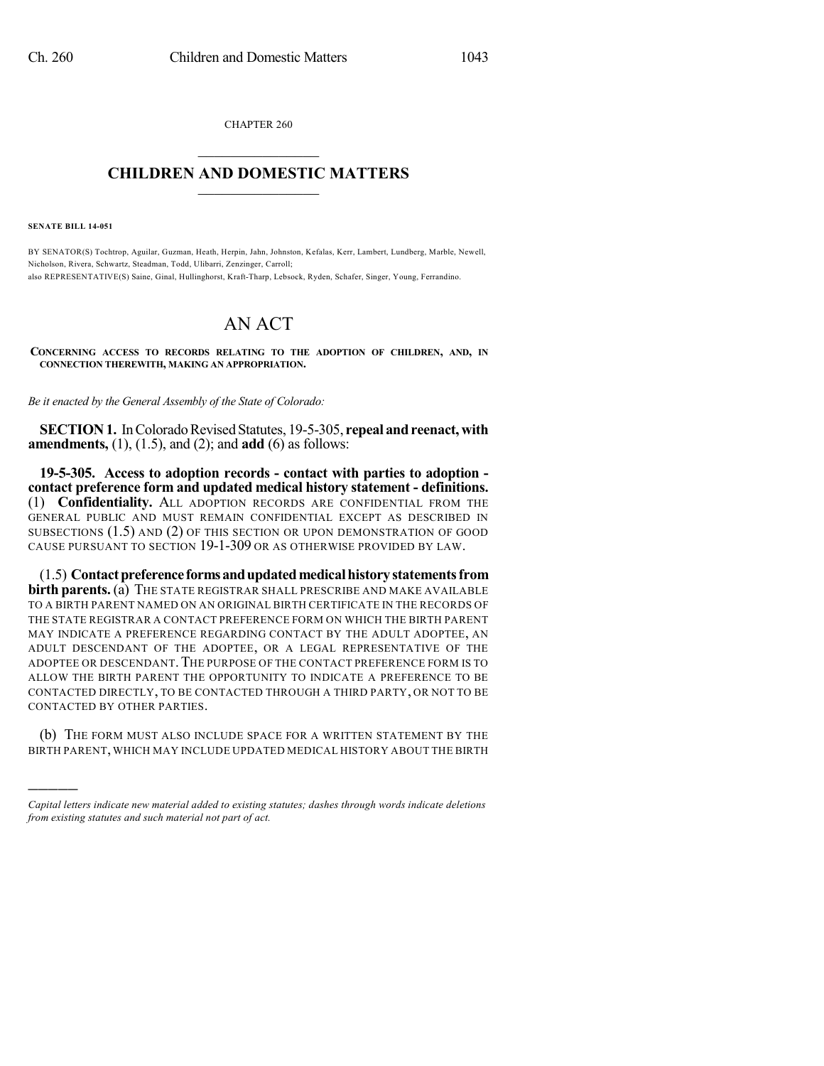CHAPTER 260

# CHILDREN AND DOMESTIC MATTERS

**SENATE BILL 14-051**

BY SENATOR(S) Tochtrop, Aguilar, Guzman, Heath, Herpin, Jahn, Johnston, Kefalas, Kerr, Lambert, Lundberg, Marble, Newell, Nicholson, Rivera, Schwartz, Steadman, Todd, Ulibarri, Zenzinger, Carroll;
also REPRESENTATIVE(S) Saine, Ginal, Hullinghorst, Kraft-Tharp, Lebsock, Ryden, Schafer, Singer, Young, Ferrandino.

# AN ACT

**CONCERNING ACCESS TO RECORDS RELATING TO THE ADOPTION OF CHILDREN, AND, IN CONNECTION THEREWITH, MAKING AN APPROPRIATION.**

*Be it enacted by the General Assembly of the State of Colorado:*

**SECTION 1.** In Colorado Revised Statutes, 19-5-305, **repeal and reenact, with amendments,** (1), (1.5), and (2); and **add** (6) as follows:

**19-5-305. Access to adoption records - contact with parties to adoption - contact preference form and updated medical history statement - definitions.** (1) **Confidentiality.** ALL ADOPTION RECORDS ARE CONFIDENTIAL FROM THE GENERAL PUBLIC AND MUST REMAIN CONFIDENTIAL EXCEPT AS DESCRIBED IN SUBSECTIONS (1.5) AND (2) OF THIS SECTION OR UPON DEMONSTRATION OF GOOD CAUSE PURSUANT TO SECTION 19-1-309 OR AS OTHERWISE PROVIDED BY LAW.

(1.5) **Contact preference forms and updated medical history statements from birth parents.** (a) THE STATE REGISTRAR SHALL PRESCRIBE AND MAKE AVAILABLE TO A BIRTH PARENT NAMED ON AN ORIGINAL BIRTH CERTIFICATE IN THE RECORDS OF THE STATE REGISTRAR A CONTACT PREFERENCE FORM ON WHICH THE BIRTH PARENT MAY INDICATE A PREFERENCE REGARDING CONTACT BY THE ADULT ADOPTEE, AN ADULT DESCENDANT OF THE ADOPTEE, OR A LEGAL REPRESENTATIVE OF THE ADOPTEE OR DESCENDANT. THE PURPOSE OF THE CONTACT PREFERENCE FORM IS TO ALLOW THE BIRTH PARENT THE OPPORTUNITY TO INDICATE A PREFERENCE TO BE CONTACTED DIRECTLY, TO BE CONTACTED THROUGH A THIRD PARTY, OR NOT TO BE CONTACTED BY OTHER PARTIES.

(b) THE FORM MUST ALSO INCLUDE SPACE FOR A WRITTEN STATEMENT BY THE BIRTH PARENT, WHICH MAY INCLUDE UPDATED MEDICAL HISTORY ABOUT THE BIRTH

---

*Capital letters indicate new material added to existing statutes; dashes through words indicate deletions from existing statutes and such material not part of act.*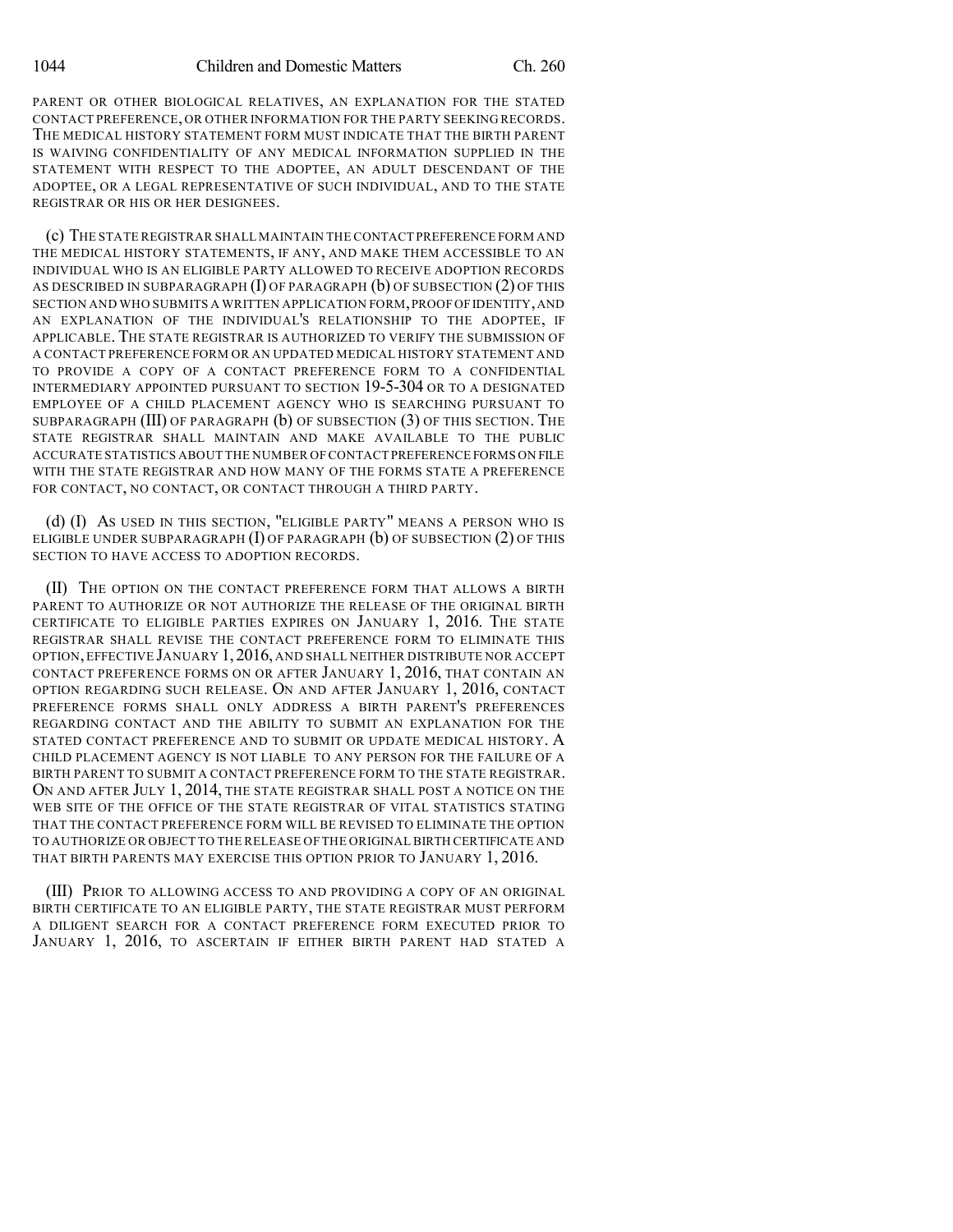PARENT OR OTHER BIOLOGICAL RELATIVES, AN EXPLANATION FOR THE STATED CONTACT PREFERENCE, OR OTHER INFORMATION FOR THE PARTY SEEKING RECORDS. THE MEDICAL HISTORY STATEMENT FORM MUST INDICATE THAT THE BIRTH PARENT IS WAIVING CONFIDENTIALITY OF ANY MEDICAL INFORMATION SUPPLIED IN THE STATEMENT WITH RESPECT TO THE ADOPTEE, AN ADULT DESCENDANT OF THE ADOPTEE, OR A LEGAL REPRESENTATIVE OF SUCH INDIVIDUAL, AND TO THE STATE REGISTRAR OR HIS OR HER DESIGNEES.

(c) THE STATE REGISTRAR SHALL MAINTAIN THE CONTACT PREFERENCE FORM AND THE MEDICAL HISTORY STATEMENTS, IF ANY, AND MAKE THEM ACCESSIBLE TO AN INDIVIDUAL WHO IS AN ELIGIBLE PARTY ALLOWED TO RECEIVE ADOPTION RECORDS AS DESCRIBED IN SUBPARAGRAPH (I) OF PARAGRAPH (b) OF SUBSECTION (2) OF THIS SECTION AND WHO SUBMITS A WRITTEN APPLICATION FORM, PROOF OF IDENTITY, AND AN EXPLANATION OF THE INDIVIDUAL'S RELATIONSHIP TO THE ADOPTEE, IF APPLICABLE. THE STATE REGISTRAR IS AUTHORIZED TO VERIFY THE SUBMISSION OF A CONTACT PREFERENCE FORM OR AN UPDATED MEDICAL HISTORY STATEMENT AND TO PROVIDE A COPY OF A CONTACT PREFERENCE FORM TO A CONFIDENTIAL INTERMEDIARY APPOINTED PURSUANT TO SECTION 19-5-304 OR TO A DESIGNATED EMPLOYEE OF A CHILD PLACEMENT AGENCY WHO IS SEARCHING PURSUANT TO SUBPARAGRAPH (III) OF PARAGRAPH (b) OF SUBSECTION (3) OF THIS SECTION. THE STATE REGISTRAR SHALL MAINTAIN AND MAKE AVAILABLE TO THE PUBLIC ACCURATE STATISTICS ABOUT THE NUMBER OF CONTACT PREFERENCE FORMS ON FILE WITH THE STATE REGISTRAR AND HOW MANY OF THE FORMS STATE A PREFERENCE FOR CONTACT, NO CONTACT, OR CONTACT THROUGH A THIRD PARTY.

(d) (I) AS USED IN THIS SECTION, "ELIGIBLE PARTY" MEANS A PERSON WHO IS ELIGIBLE UNDER SUBPARAGRAPH (I) OF PARAGRAPH (b) OF SUBSECTION (2) OF THIS SECTION TO HAVE ACCESS TO ADOPTION RECORDS.

(II) THE OPTION ON THE CONTACT PREFERENCE FORM THAT ALLOWS A BIRTH PARENT TO AUTHORIZE OR NOT AUTHORIZE THE RELEASE OF THE ORIGINAL BIRTH CERTIFICATE TO ELIGIBLE PARTIES EXPIRES ON JANUARY 1, 2016. THE STATE REGISTRAR SHALL REVISE THE CONTACT PREFERENCE FORM TO ELIMINATE THIS OPTION, EFFECTIVE JANUARY 1, 2016, AND SHALL NEITHER DISTRIBUTE NOR ACCEPT CONTACT PREFERENCE FORMS ON OR AFTER JANUARY 1, 2016, THAT CONTAIN AN OPTION REGARDING SUCH RELEASE. ON AND AFTER JANUARY 1, 2016, CONTACT PREFERENCE FORMS SHALL ONLY ADDRESS A BIRTH PARENT'S PREFERENCES REGARDING CONTACT AND THE ABILITY TO SUBMIT AN EXPLANATION FOR THE STATED CONTACT PREFERENCE AND TO SUBMIT OR UPDATE MEDICAL HISTORY. A CHILD PLACEMENT AGENCY IS NOT LIABLE TO ANY PERSON FOR THE FAILURE OF A BIRTH PARENT TO SUBMIT A CONTACT PREFERENCE FORM TO THE STATE REGISTRAR. ON AND AFTER JULY 1, 2014, THE STATE REGISTRAR SHALL POST A NOTICE ON THE WEB SITE OF THE OFFICE OF THE STATE REGISTRAR OF VITAL STATISTICS STATING THAT THE CONTACT PREFERENCE FORM WILL BE REVISED TO ELIMINATE THE OPTION TO AUTHORIZE OR OBJECT TO THE RELEASE OF THE ORIGINAL BIRTH CERTIFICATE AND THAT BIRTH PARENTS MAY EXERCISE THIS OPTION PRIOR TO JANUARY 1, 2016.

(III) PRIOR TO ALLOWING ACCESS TO AND PROVIDING A COPY OF AN ORIGINAL BIRTH CERTIFICATE TO AN ELIGIBLE PARTY, THE STATE REGISTRAR MUST PERFORM A DILIGENT SEARCH FOR A CONTACT PREFERENCE FORM EXECUTED PRIOR TO JANUARY 1, 2016, TO ASCERTAIN IF EITHER BIRTH PARENT HAD STATED A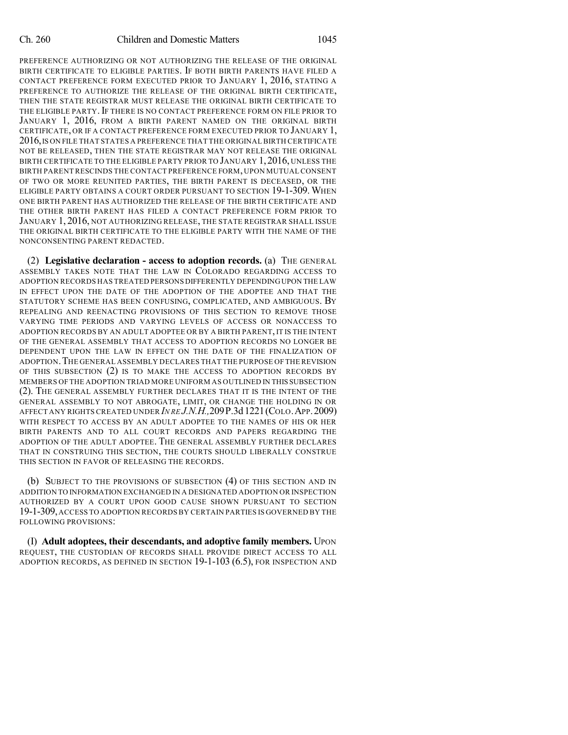PREFERENCE AUTHORIZING OR NOT AUTHORIZING THE RELEASE OF THE ORIGINAL BIRTH CERTIFICATE TO ELIGIBLE PARTIES. IF BOTH BIRTH PARENTS HAVE FILED A CONTACT PREFERENCE FORM EXECUTED PRIOR TO JANUARY 1, 2016, STATING A PREFERENCE TO AUTHORIZE THE RELEASE OF THE ORIGINAL BIRTH CERTIFICATE, THEN THE STATE REGISTRAR MUST RELEASE THE ORIGINAL BIRTH CERTIFICATE TO THE ELIGIBLE PARTY. IF THERE IS NO CONTACT PREFERENCE FORM ON FILE PRIOR TO JANUARY 1, 2016, FROM A BIRTH PARENT NAMED ON THE ORIGINAL BIRTH CERTIFICATE, OR IF A CONTACT PREFERENCE FORM EXECUTED PRIOR TO JANUARY 1, 2016, IS ON FILE THAT STATES A PREFERENCE THAT THE ORIGINAL BIRTH CERTIFICATE NOT BE RELEASED, THEN THE STATE REGISTRAR MAY NOT RELEASE THE ORIGINAL BIRTH CERTIFICATE TO THE ELIGIBLE PARTY PRIOR TO JANUARY 1, 2016, UNLESS THE BIRTH PARENT RESCINDS THE CONTACT PREFERENCE FORM, UPON MUTUAL CONSENT OF TWO OR MORE REUNITED PARTIES, THE BIRTH PARENT IS DECEASED, OR THE ELIGIBLE PARTY OBTAINS A COURT ORDER PURSUANT TO SECTION 19-1-309. WHEN ONE BIRTH PARENT HAS AUTHORIZED THE RELEASE OF THE BIRTH CERTIFICATE AND THE OTHER BIRTH PARENT HAS FILED A CONTACT PREFERENCE FORM PRIOR TO JANUARY 1, 2016, NOT AUTHORIZING RELEASE, THE STATE REGISTRAR SHALL ISSUE THE ORIGINAL BIRTH CERTIFICATE TO THE ELIGIBLE PARTY WITH THE NAME OF THE NONCONSENTING PARENT REDACTED.

(2) **Legislative declaration - access to adoption records.** (a) THE GENERAL ASSEMBLY TAKES NOTE THAT THE LAW IN COLORADO REGARDING ACCESS TO ADOPTION RECORDS HAS TREATED PERSONS DIFFERENTLY DEPENDING UPON THE LAW IN EFFECT UPON THE DATE OF THE ADOPTION OF THE ADOPTEE AND THAT THE STATUTORY SCHEME HAS BEEN CONFUSING, COMPLICATED, AND AMBIGUOUS. BY REPEALING AND REENACTING PROVISIONS OF THIS SECTION TO REMOVE THOSE VARYING TIME PERIODS AND VARYING LEVELS OF ACCESS OR NONACCESS TO ADOPTION RECORDS BY AN ADULT ADOPTEE OR BY A BIRTH PARENT, IT IS THE INTENT OF THE GENERAL ASSEMBLY THAT ACCESS TO ADOPTION RECORDS NO LONGER BE DEPENDENT UPON THE LAW IN EFFECT ON THE DATE OF THE FINALIZATION OF ADOPTION. THE GENERAL ASSEMBLY DECLARES THAT THE PURPOSE OF THE REVISION OF THIS SUBSECTION (2) IS TO MAKE THE ACCESS TO ADOPTION RECORDS BY MEMBERS OF THE ADOPTION TRIAD MORE UNIFORM AS OUTLINED IN THIS SUBSECTION (2). THE GENERAL ASSEMBLY FURTHER DECLARES THAT IT IS THE INTENT OF THE GENERAL ASSEMBLY TO NOT ABROGATE, LIMIT, OR CHANGE THE HOLDING IN OR AFFECT ANY RIGHTS CREATED UNDER *IN RE J.N.H.,* 209 P.3d 1221 (COLO. APP. 2009) WITH RESPECT TO ACCESS BY AN ADULT ADOPTEE TO THE NAMES OF HIS OR HER BIRTH PARENTS AND TO ALL COURT RECORDS AND PAPERS REGARDING THE ADOPTION OF THE ADULT ADOPTEE. THE GENERAL ASSEMBLY FURTHER DECLARES THAT IN CONSTRUING THIS SECTION, THE COURTS SHOULD LIBERALLY CONSTRUE THIS SECTION IN FAVOR OF RELEASING THE RECORDS.

(b) SUBJECT TO THE PROVISIONS OF SUBSECTION (4) OF THIS SECTION AND IN ADDITION TO INFORMATION EXCHANGED IN A DESIGNATED ADOPTION OR INSPECTION AUTHORIZED BY A COURT UPON GOOD CAUSE SHOWN PURSUANT TO SECTION 19-1-309, ACCESS TO ADOPTION RECORDS BY CERTAIN PARTIES IS GOVERNED BY THE FOLLOWING PROVISIONS:

(I) **Adult adoptees, their descendants, and adoptive family members.** UPON REQUEST, THE CUSTODIAN OF RECORDS SHALL PROVIDE DIRECT ACCESS TO ALL ADOPTION RECORDS, AS DEFINED IN SECTION 19-1-103 (6.5), FOR INSPECTION AND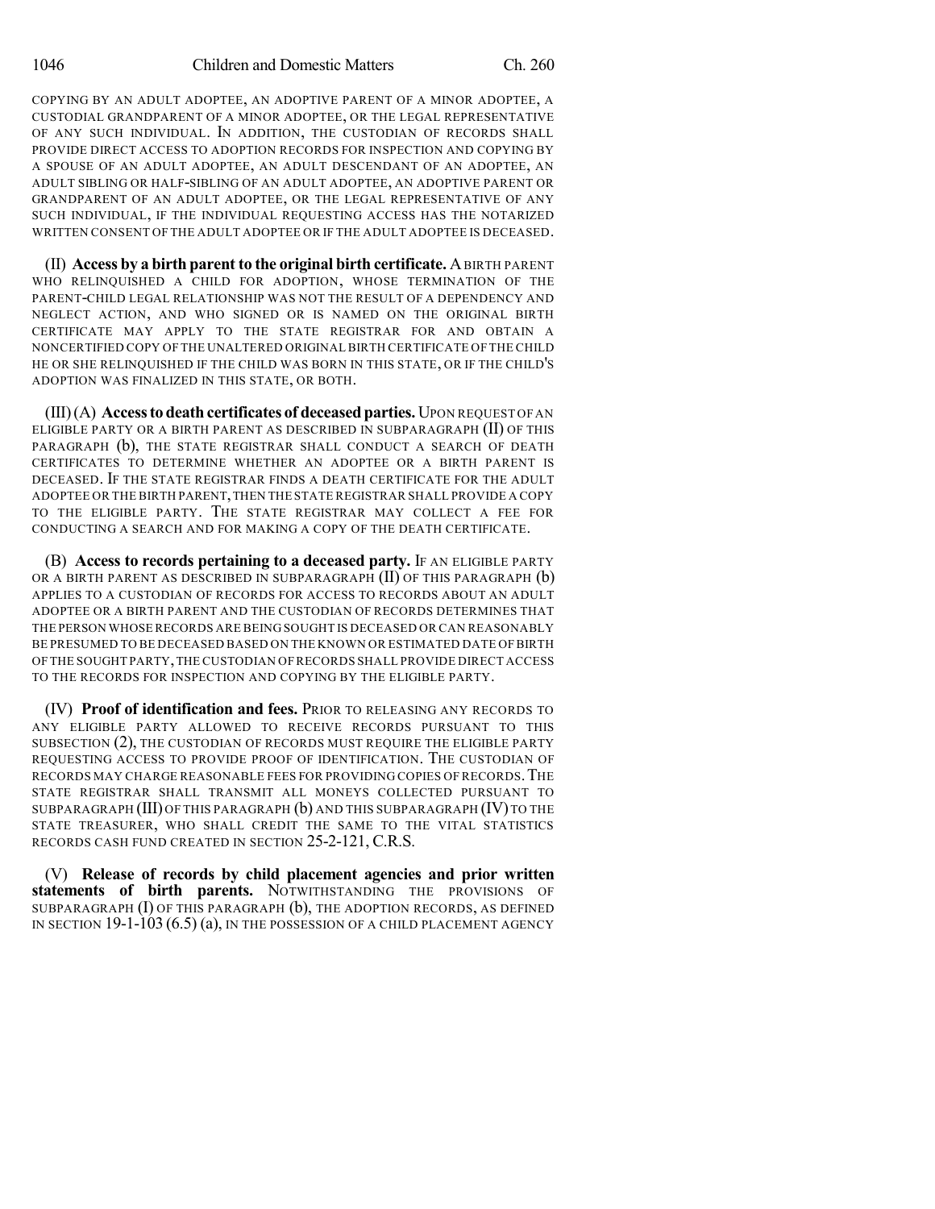COPYING BY AN ADULT ADOPTEE, AN ADOPTIVE PARENT OF A MINOR ADOPTEE, A CUSTODIAL GRANDPARENT OF A MINOR ADOPTEE, OR THE LEGAL REPRESENTATIVE OF ANY SUCH INDIVIDUAL. IN ADDITION, THE CUSTODIAN OF RECORDS SHALL PROVIDE DIRECT ACCESS TO ADOPTION RECORDS FOR INSPECTION AND COPYING BY A SPOUSE OF AN ADULT ADOPTEE, AN ADULT DESCENDANT OF AN ADOPTEE, AN ADULT SIBLING OR HALF-SIBLING OF AN ADULT ADOPTEE, AN ADOPTIVE PARENT OR GRANDPARENT OF AN ADULT ADOPTEE, OR THE LEGAL REPRESENTATIVE OF ANY SUCH INDIVIDUAL, IF THE INDIVIDUAL REQUESTING ACCESS HAS THE NOTARIZED WRITTEN CONSENT OF THE ADULT ADOPTEE OR IF THE ADULT ADOPTEE IS DECEASED.

(II) **Access by a birth parent to the original birth certificate.** A BIRTH PARENT WHO RELINQUISHED A CHILD FOR ADOPTION, WHOSE TERMINATION OF THE PARENT-CHILD LEGAL RELATIONSHIP WAS NOT THE RESULT OF A DEPENDENCY AND NEGLECT ACTION, AND WHO SIGNED OR IS NAMED ON THE ORIGINAL BIRTH CERTIFICATE MAY APPLY TO THE STATE REGISTRAR FOR AND OBTAIN A NONCERTIFIED COPY OF THE UNALTERED ORIGINAL BIRTH CERTIFICATE OF THE CHILD HE OR SHE RELINQUISHED IF THE CHILD WAS BORN IN THIS STATE, OR IF THE CHILD'S ADOPTION WAS FINALIZED IN THIS STATE, OR BOTH.

(III) (A) **Access to death certificates of deceased parties.** UPON REQUEST OF AN ELIGIBLE PARTY OR A BIRTH PARENT AS DESCRIBED IN SUBPARAGRAPH (II) OF THIS PARAGRAPH (b), THE STATE REGISTRAR SHALL CONDUCT A SEARCH OF DEATH CERTIFICATES TO DETERMINE WHETHER AN ADOPTEE OR A BIRTH PARENT IS DECEASED. IF THE STATE REGISTRAR FINDS A DEATH CERTIFICATE FOR THE ADULT ADOPTEE OR THE BIRTH PARENT, THEN THE STATE REGISTRAR SHALL PROVIDE A COPY TO THE ELIGIBLE PARTY. THE STATE REGISTRAR MAY COLLECT A FEE FOR CONDUCTING A SEARCH AND FOR MAKING A COPY OF THE DEATH CERTIFICATE.

(B) **Access to records pertaining to a deceased party.** IF AN ELIGIBLE PARTY OR A BIRTH PARENT AS DESCRIBED IN SUBPARAGRAPH (II) OF THIS PARAGRAPH (b) APPLIES TO A CUSTODIAN OF RECORDS FOR ACCESS TO RECORDS ABOUT AN ADULT ADOPTEE OR A BIRTH PARENT AND THE CUSTODIAN OF RECORDS DETERMINES THAT THE PERSON WHOSE RECORDS ARE BEING SOUGHT IS DECEASED OR CAN REASONABLY BE PRESUMED TO BE DECEASED BASED ON THE KNOWN OR ESTIMATED DATE OF BIRTH OF THE SOUGHT PARTY, THE CUSTODIAN OF RECORDS SHALL PROVIDE DIRECT ACCESS TO THE RECORDS FOR INSPECTION AND COPYING BY THE ELIGIBLE PARTY.

(IV) **Proof of identification and fees.** PRIOR TO RELEASING ANY RECORDS TO ANY ELIGIBLE PARTY ALLOWED TO RECEIVE RECORDS PURSUANT TO THIS SUBSECTION (2), THE CUSTODIAN OF RECORDS MUST REQUIRE THE ELIGIBLE PARTY REQUESTING ACCESS TO PROVIDE PROOF OF IDENTIFICATION. THE CUSTODIAN OF RECORDS MAY CHARGE REASONABLE FEES FOR PROVIDING COPIES OF RECORDS. THE STATE REGISTRAR SHALL TRANSMIT ALL MONEYS COLLECTED PURSUANT TO SUBPARAGRAPH (III) OF THIS PARAGRAPH (b) AND THIS SUBPARAGRAPH (IV) TO THE STATE TREASURER, WHO SHALL CREDIT THE SAME TO THE VITAL STATISTICS RECORDS CASH FUND CREATED IN SECTION 25-2-121, C.R.S.

(V) **Release of records by child placement agencies and prior written statements of birth parents.** NOTWITHSTANDING THE PROVISIONS OF SUBPARAGRAPH (I) OF THIS PARAGRAPH (b), THE ADOPTION RECORDS, AS DEFINED IN SECTION 19-1-103 (6.5) (a), IN THE POSSESSION OF A CHILD PLACEMENT AGENCY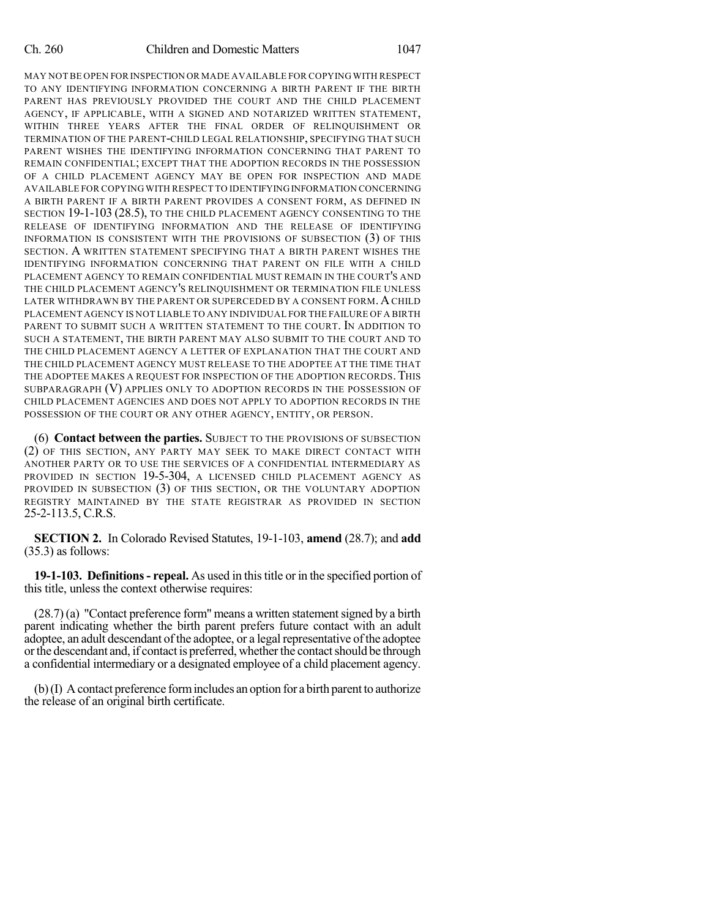MAY NOT BE OPEN FOR INSPECTION OR MADE AVAILABLE FOR COPYING WITH RESPECT TO ANY IDENTIFYING INFORMATION CONCERNING A BIRTH PARENT IF THE BIRTH PARENT HAS PREVIOUSLY PROVIDED THE COURT AND THE CHILD PLACEMENT AGENCY, IF APPLICABLE, WITH A SIGNED AND NOTARIZED WRITTEN STATEMENT, WITHIN THREE YEARS AFTER THE FINAL ORDER OF RELINQUISHMENT OR TERMINATION OF THE PARENT-CHILD LEGAL RELATIONSHIP, SPECIFYING THAT SUCH PARENT WISHES THE IDENTIFYING INFORMATION CONCERNING THAT PARENT TO REMAIN CONFIDENTIAL; EXCEPT THAT THE ADOPTION RECORDS IN THE POSSESSION OF A CHILD PLACEMENT AGENCY MAY BE OPEN FOR INSPECTION AND MADE AVAILABLE FOR COPYING WITH RESPECT TO IDENTIFYING INFORMATION CONCERNING A BIRTH PARENT IF A BIRTH PARENT PROVIDES A CONSENT FORM, AS DEFINED IN SECTION 19-1-103 (28.5), TO THE CHILD PLACEMENT AGENCY CONSENTING TO THE RELEASE OF IDENTIFYING INFORMATION AND THE RELEASE OF IDENTIFYING INFORMATION IS CONSISTENT WITH THE PROVISIONS OF SUBSECTION (3) OF THIS SECTION. A WRITTEN STATEMENT SPECIFYING THAT A BIRTH PARENT WISHES THE IDENTIFYING INFORMATION CONCERNING THAT PARENT ON FILE WITH A CHILD PLACEMENT AGENCY TO REMAIN CONFIDENTIAL MUST REMAIN IN THE COURT'S AND THE CHILD PLACEMENT AGENCY'S RELINQUISHMENT OR TERMINATION FILE UNLESS LATER WITHDRAWN BY THE PARENT OR SUPERCEDED BY A CONSENT FORM. A CHILD PLACEMENT AGENCY IS NOT LIABLE TO ANY INDIVIDUAL FOR THE FAILURE OF A BIRTH PARENT TO SUBMIT SUCH A WRITTEN STATEMENT TO THE COURT. IN ADDITION TO SUCH A STATEMENT, THE BIRTH PARENT MAY ALSO SUBMIT TO THE COURT AND TO THE CHILD PLACEMENT AGENCY A LETTER OF EXPLANATION THAT THE COURT AND THE CHILD PLACEMENT AGENCY MUST RELEASE TO THE ADOPTEE AT THE TIME THAT THE ADOPTEE MAKES A REQUEST FOR INSPECTION OF THE ADOPTION RECORDS. THIS SUBPARAGRAPH (V) APPLIES ONLY TO ADOPTION RECORDS IN THE POSSESSION OF CHILD PLACEMENT AGENCIES AND DOES NOT APPLY TO ADOPTION RECORDS IN THE POSSESSION OF THE COURT OR ANY OTHER AGENCY, ENTITY, OR PERSON.

(6) **Contact between the parties.** SUBJECT TO THE PROVISIONS OF SUBSECTION (2) OF THIS SECTION, ANY PARTY MAY SEEK TO MAKE DIRECT CONTACT WITH ANOTHER PARTY OR TO USE THE SERVICES OF A CONFIDENTIAL INTERMEDIARY AS PROVIDED IN SECTION 19-5-304, A LICENSED CHILD PLACEMENT AGENCY AS PROVIDED IN SUBSECTION (3) OF THIS SECTION, OR THE VOLUNTARY ADOPTION REGISTRY MAINTAINED BY THE STATE REGISTRAR AS PROVIDED IN SECTION 25-2-113.5, C.R.S.

**SECTION 2.** In Colorado Revised Statutes, 19-1-103, **amend** (28.7); and **add** (35.3) as follows:

**19-1-103. Definitions - repeal.** As used in this title or in the specified portion of this title, unless the context otherwise requires:

(28.7) (a) "Contact preference form" means a written statement signed by a birth parent indicating whether the birth parent prefers future contact with an adult adoptee, an adult descendant of the adoptee, or a legal representative of the adoptee or the descendant and, if contact is preferred, whether the contact should be through a confidential intermediary or a designated employee of a child placement agency.

(b) (I) A contact preference form includes an option for a birth parent to authorize the release of an original birth certificate.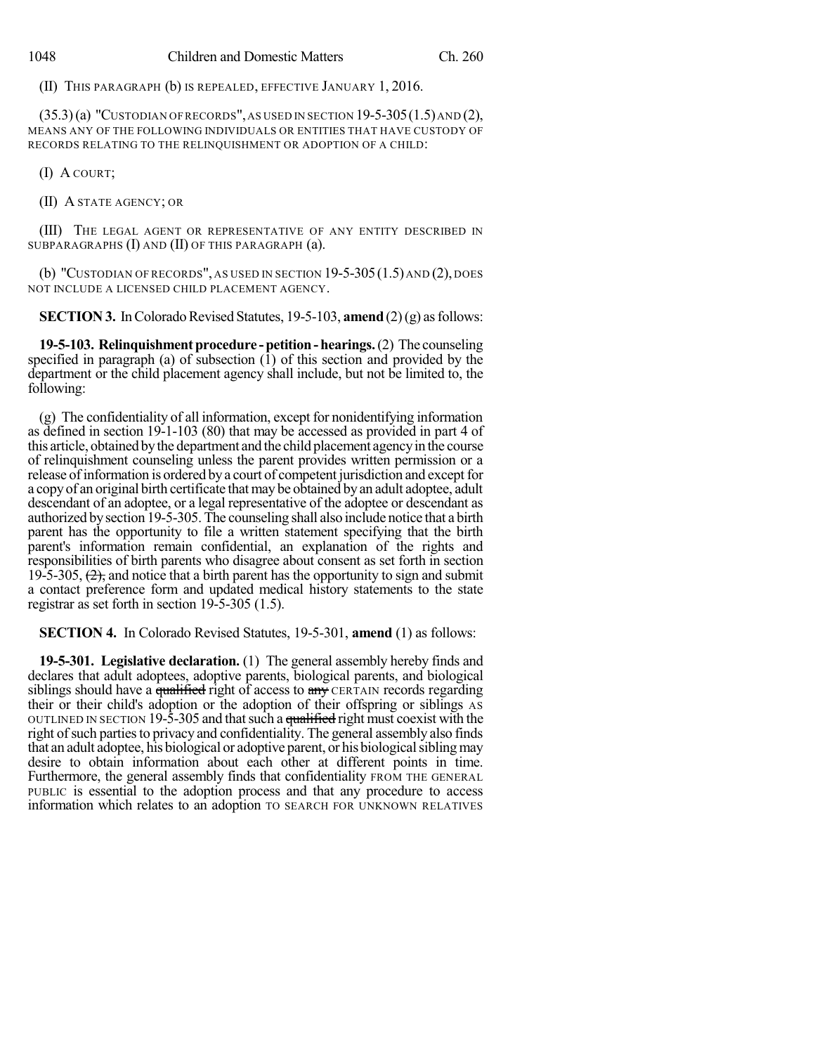(II) THIS PARAGRAPH (b) IS REPEALED, EFFECTIVE JANUARY 1, 2016.

(35.3) (a) "CUSTODIAN OF RECORDS", AS USED IN SECTION 19-5-305 (1.5) AND (2), MEANS ANY OF THE FOLLOWING INDIVIDUALS OR ENTITIES THAT HAVE CUSTODY OF RECORDS RELATING TO THE RELINQUISHMENT OR ADOPTION OF A CHILD:

(I) A COURT;

(II) A STATE AGENCY; OR

(III) THE LEGAL AGENT OR REPRESENTATIVE OF ANY ENTITY DESCRIBED IN SUBPARAGRAPHS (I) AND (II) OF THIS PARAGRAPH (a).

(b) "CUSTODIAN OF RECORDS", AS USED IN SECTION 19-5-305 (1.5) AND (2), DOES NOT INCLUDE A LICENSED CHILD PLACEMENT AGENCY.

**SECTION 3.** In Colorado Revised Statutes, 19-5-103, **amend** (2) (g) as follows:

**19-5-103. Relinquishment procedure - petition - hearings.** (2) The counseling specified in paragraph (a) of subsection (1) of this section and provided by the department or the child placement agency shall include, but not be limited to, the following:

(g) The confidentiality of all information, except for nonidentifying information as defined in section 19-1-103 (80) that may be accessed as provided in part 4 of this article, obtained by the department and the child placement agency in the course of relinquishment counseling unless the parent provides written permission or a release of information is ordered by a court of competent jurisdiction and except for a copy of an original birth certificate that may be obtained by an adult adoptee, adult descendant of an adoptee, or a legal representative of the adoptee or descendant as authorized by section 19-5-305. The counseling shall also include notice that a birth parent has the opportunity to file a written statement specifying that the birth parent's information remain confidential, an explanation of the rights and responsibilities of birth parents who disagree about consent as set forth in section 19-5-305, ~~(2),~~ and notice that a birth parent has the opportunity to sign and submit a contact preference form and updated medical history statements to the state registrar as set forth in section 19-5-305 (1.5).

**SECTION 4.** In Colorado Revised Statutes, 19-5-301, **amend** (1) as follows:

**19-5-301. Legislative declaration.** (1) The general assembly hereby finds and declares that adult adoptees, adoptive parents, biological parents, and biological siblings should have a ~~qualified~~ right of access to ~~any~~ CERTAIN records regarding their or their child's adoption or the adoption of their offspring or siblings AS OUTLINED IN SECTION 19-5-305 and that such a ~~qualified~~ right must coexist with the right of such parties to privacy and confidentiality. The general assembly also finds that an adult adoptee, his biological or adoptive parent, or his biological sibling may desire to obtain information about each other at different points in time. Furthermore, the general assembly finds that confidentiality FROM THE GENERAL PUBLIC is essential to the adoption process and that any procedure to access information which relates to an adoption TO SEARCH FOR UNKNOWN RELATIVES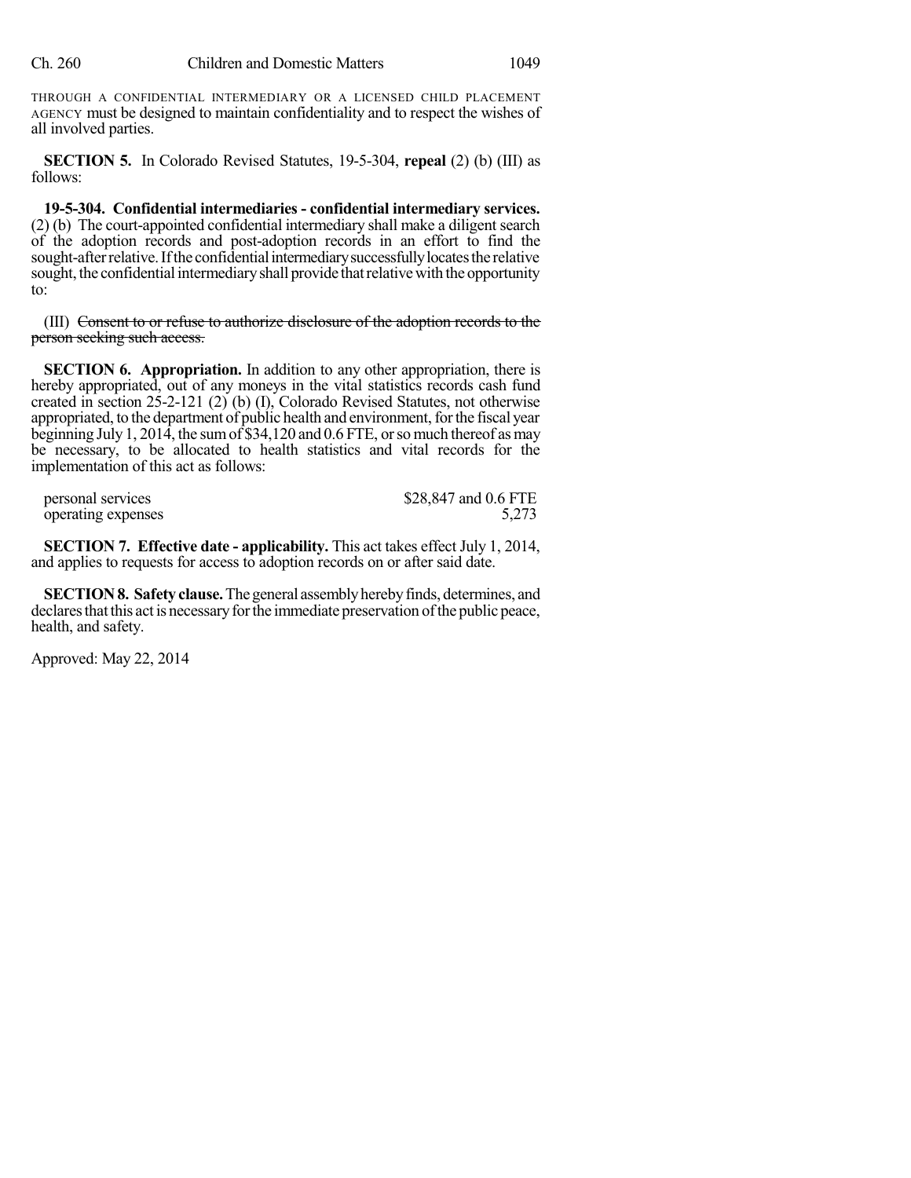THROUGH A CONFIDENTIAL INTERMEDIARY OR A LICENSED CHILD PLACEMENT AGENCY must be designed to maintain confidentiality and to respect the wishes of all involved parties.

**SECTION 5.** In Colorado Revised Statutes, 19-5-304, **repeal** (2) (b) (III) as follows:

**19-5-304. Confidential intermediaries - confidential intermediary services.** (2) (b) The court-appointed confidential intermediary shall make a diligent search of the adoption records and post-adoption records in an effort to find the sought-after relative. If the confidential intermediary successfully locates the relative sought, the confidential intermediary shall provide that relative with the opportunity to:

(III) ~~Consent to or refuse to authorize disclosure of the adoption records to the person seeking such access.~~

**SECTION 6. Appropriation.** In addition to any other appropriation, there is hereby appropriated, out of any moneys in the vital statistics records cash fund created in section 25-2-121 (2) (b) (I), Colorado Revised Statutes, not otherwise appropriated, to the department of public health and environment, for the fiscal year beginning July 1, 2014, the sum of $34,120 and 0.6 FTE, or so much thereof as may be necessary, to be allocated to health statistics and vital records for the implementation of this act as follows:

| | |
|---|---|
| personal services | $28,847 and 0.6 FTE |
| operating expenses | 5,273 |

**SECTION 7. Effective date - applicability.** This act takes effect July 1, 2014, and applies to requests for access to adoption records on or after said date.

**SECTION 8. Safety clause.** The general assembly hereby finds, determines, and declares that this act is necessary for the immediate preservation of the public peace, health, and safety.

Approved: May 22, 2014